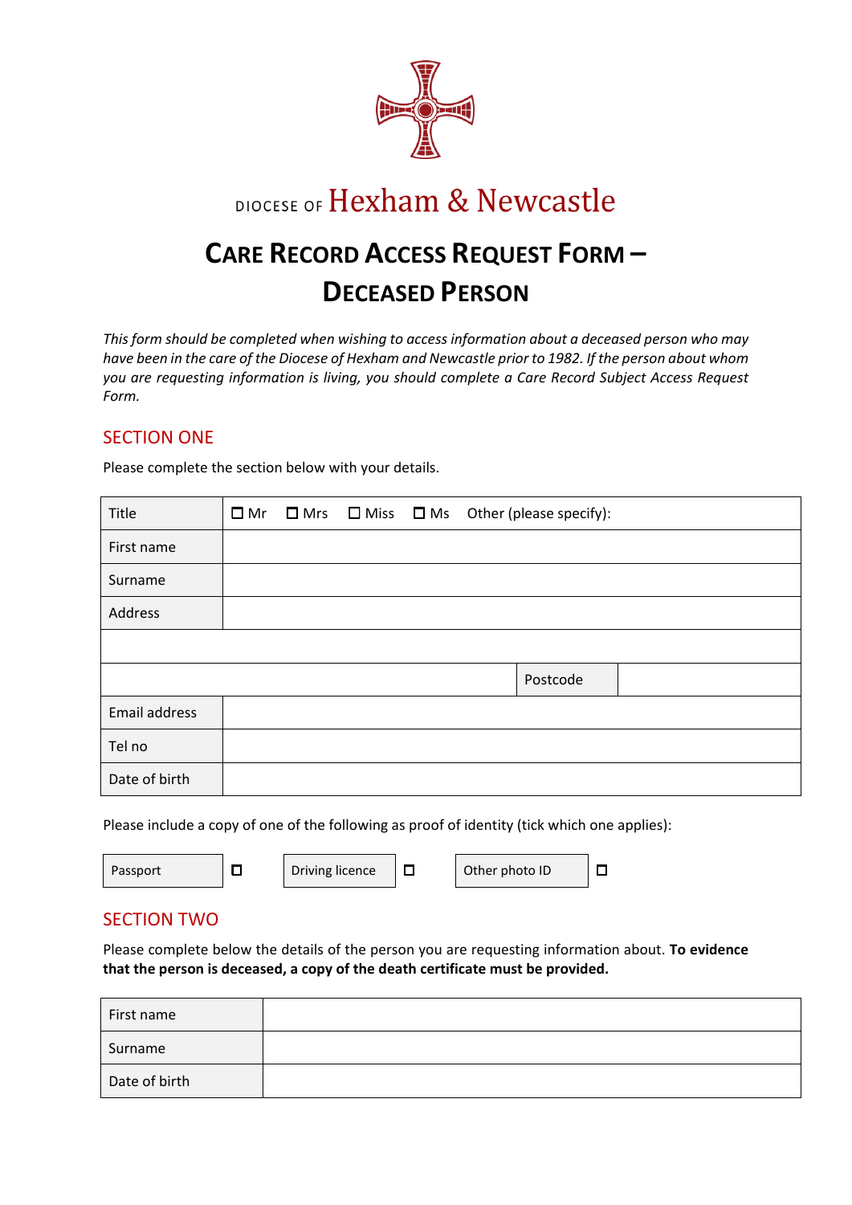DIOCESE OF Hexham & Newcastle

# CARE RECORD ACCESS REQUEST FORM – DECEASED PERSON

*This form should be completed when wishing to access information about a deceased person who may have been in the care of the Diocese of Hexham and Newcastle prior to 1982. If the person about whom you are requesting information is living, you should complete a Care Record Subject Access Request Form.*

## SECTION ONE

Please complete the section below with your details.

| Title | ☐ Mr ☐ Mrs ☐ Miss ☐ Ms Other (please specify): | | |
|---|---|---|---|
| First name | | | |
| Surname | | | |
| Address | | | |
| | | | |
| | | Postcode | |
| Email address | | | |
| Tel no | | | |
| Date of birth | | | |

Please include a copy of one of the following as proof of identity (tick which one applies):

| Passport | ☐ | Driving licence | ☐ | Other photo ID | ☐ |
|---|---|---|---|---|---|

## SECTION TWO

Please complete below the details of the person you are requesting information about. **To evidence that the person is deceased, a copy of the death certificate must be provided.**

| First name | |
|---|---|
| Surname | |
| Date of birth | |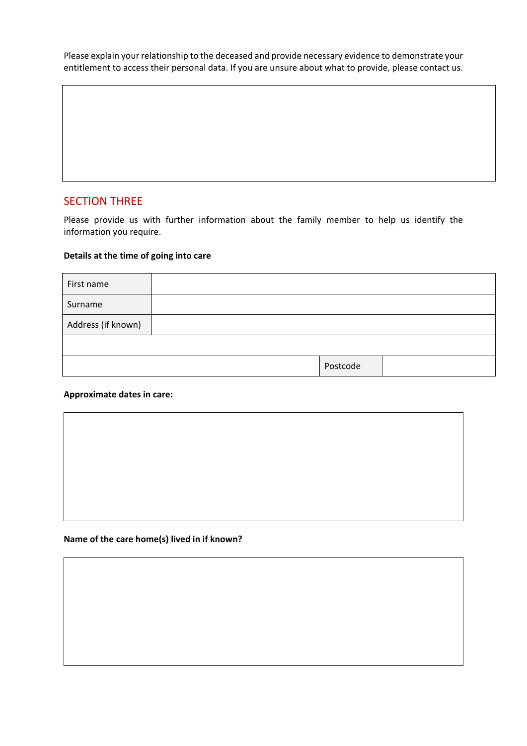Please explain your relationship to the deceased and provide necessary evidence to demonstrate your entitlement to access their personal data. If you are unsure about what to provide, please contact us.

|  |
|---|
|  |

## SECTION THREE

Please provide us with further information about the family member to help us identify the information you require.

**Details at the time of going into care**

| First name |  |  |  |
|---|---|---|---|
| Surname |  |  |  |
| Address (if known) |  |  |  |
|  |  |  |  |
|  |  | Postcode |  |

**Approximate dates in care:**

|  |
|---|
|  |

**Name of the care home(s) lived in if known?**

|  |
|---|
|  |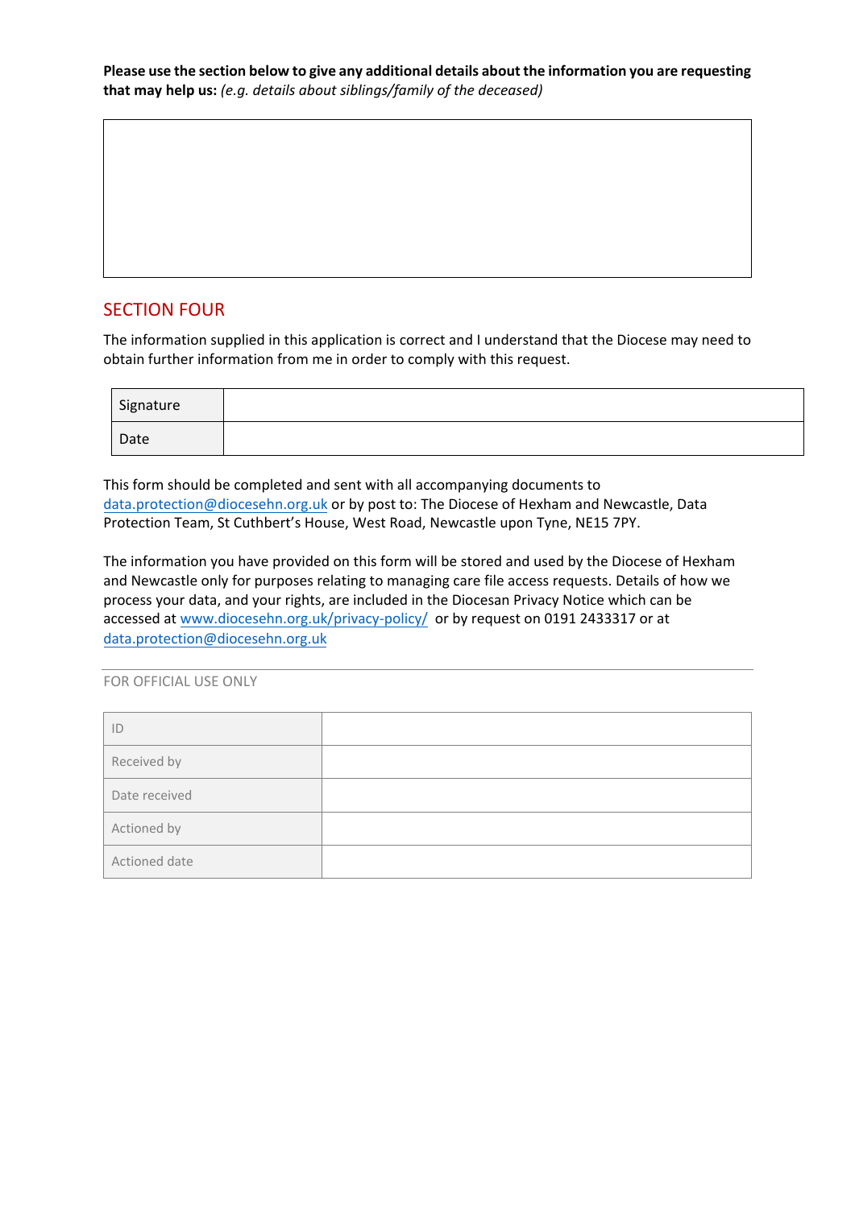**Please use the section below to give any additional details about the information you are requesting that may help us:** *(e.g. details about siblings/family of the deceased)*

| |
|---|
| |

## SECTION FOUR

The information supplied in this application is correct and I understand that the Diocese may need to obtain further information from me in order to comply with this request.

| | |
|---|---|
| Signature | |
| Date | |

This form should be completed and sent with all accompanying documents to data.protection@diocesehn.org.uk or by post to: The Diocese of Hexham and Newcastle, Data Protection Team, St Cuthbert's House, West Road, Newcastle upon Tyne, NE15 7PY.

The information you have provided on this form will be stored and used by the Diocese of Hexham and Newcastle only for purposes relating to managing care file access requests. Details of how we process your data, and your rights, are included in the Diocesan Privacy Notice which can be accessed at www.diocesehn.org.uk/privacy-policy/ or by request on 0191 2433317 or at data.protection@diocesehn.org.uk

FOR OFFICIAL USE ONLY

| | |
|---|---|
| ID | |
| Received by | |
| Date received | |
| Actioned by | |
| Actioned date | |